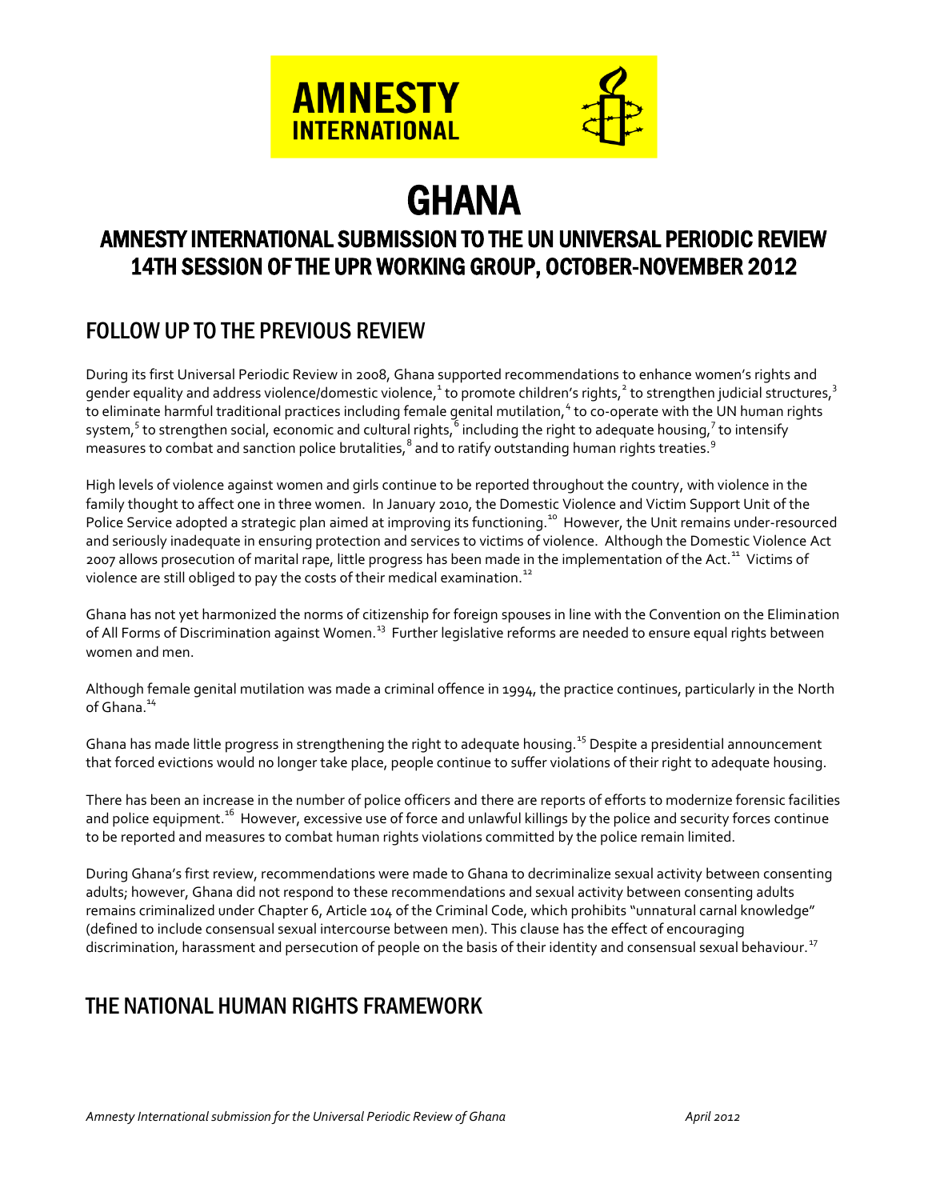# GHANA

## AMNESTY INTERNATIONAL SUBMISSION TO THE UN UNIVERSAL PERIODIC REVIEW 14TH SESSION OF THE UPR WORKING GROUP, OCTOBER-NOVEMBER 2012

## FOLLOW UP TO THE PREVIOUS REVIEW

During its first Universal Periodic Review in 2008, Ghana supported recommendations to enhance women's rights and gender equality and address violence/domestic violence,[1] to promote children's rights,[2] to strengthen judicial structures,[3] to eliminate harmful traditional practices including female genital mutilation,[4] to co-operate with the UN human rights system,[5] to strengthen social, economic and cultural rights,[6] including the right to adequate housing,[7] to intensify measures to combat and sanction police brutalities,[8] and to ratify outstanding human rights treaties.[9]

High levels of violence against women and girls continue to be reported throughout the country, with violence in the family thought to affect one in three women. In January 2010, the Domestic Violence and Victim Support Unit of the Police Service adopted a strategic plan aimed at improving its functioning.[10] However, the Unit remains under-resourced and seriously inadequate in ensuring protection and services to victims of violence. Although the Domestic Violence Act 2007 allows prosecution of marital rape, little progress has been made in the implementation of the Act.[11] Victims of violence are still obliged to pay the costs of their medical examination.[12]

Ghana has not yet harmonized the norms of citizenship for foreign spouses in line with the Convention on the Elimination of All Forms of Discrimination against Women.[13] Further legislative reforms are needed to ensure equal rights between women and men.

Although female genital mutilation was made a criminal offence in 1994, the practice continues, particularly in the North of Ghana.[14]

Ghana has made little progress in strengthening the right to adequate housing.[15] Despite a presidential announcement that forced evictions would no longer take place, people continue to suffer violations of their right to adequate housing.

There has been an increase in the number of police officers and there are reports of efforts to modernize forensic facilities and police equipment.[16] However, excessive use of force and unlawful killings by the police and security forces continue to be reported and measures to combat human rights violations committed by the police remain limited.

During Ghana's first review, recommendations were made to Ghana to decriminalize sexual activity between consenting adults; however, Ghana did not respond to these recommendations and sexual activity between consenting adults remains criminalized under Chapter 6, Article 104 of the Criminal Code, which prohibits "unnatural carnal knowledge" (defined to include consensual sexual intercourse between men). This clause has the effect of encouraging discrimination, harassment and persecution of people on the basis of their identity and consensual sexual behaviour.[17]

## THE NATIONAL HUMAN RIGHTS FRAMEWORK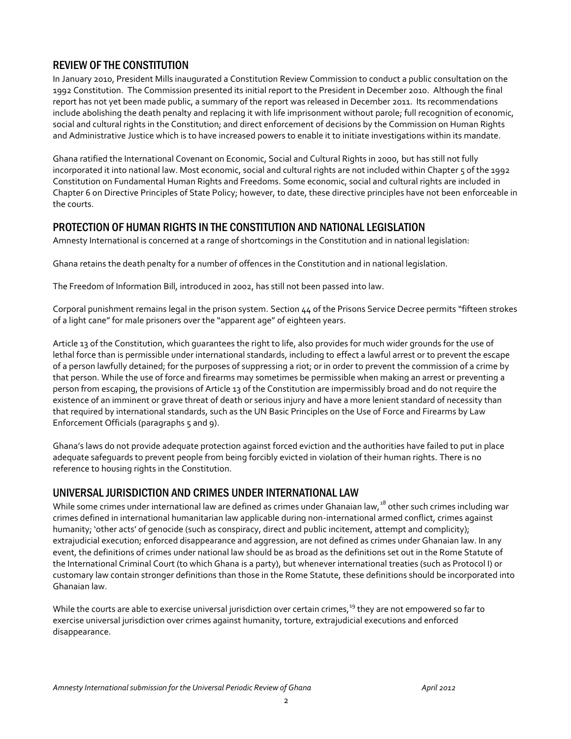## REVIEW OF THE CONSTITUTION

In January 2010, President Mills inaugurated a Constitution Review Commission to conduct a public consultation on the 1992 Constitution. The Commission presented its initial report to the President in December 2010. Although the final report has not yet been made public, a summary of the report was released in December 2011. Its recommendations include abolishing the death penalty and replacing it with life imprisonment without parole; full recognition of economic, social and cultural rights in the Constitution; and direct enforcement of decisions by the Commission on Human Rights and Administrative Justice which is to have increased powers to enable it to initiate investigations within its mandate.

Ghana ratified the International Covenant on Economic, Social and Cultural Rights in 2000, but has still not fully incorporated it into national law. Most economic, social and cultural rights are not included within Chapter 5 of the 1992 Constitution on Fundamental Human Rights and Freedoms. Some economic, social and cultural rights are included in Chapter 6 on Directive Principles of State Policy; however, to date, these directive principles have not been enforceable in the courts.

## PROTECTION OF HUMAN RIGHTS IN THE CONSTITUTION AND NATIONAL LEGISLATION

Amnesty International is concerned at a range of shortcomings in the Constitution and in national legislation:

Ghana retains the death penalty for a number of offences in the Constitution and in national legislation.

The Freedom of Information Bill, introduced in 2002, has still not been passed into law.

Corporal punishment remains legal in the prison system. Section 44 of the Prisons Service Decree permits "fifteen strokes of a light cane" for male prisoners over the "apparent age" of eighteen years.

Article 13 of the Constitution, which guarantees the right to life, also provides for much wider grounds for the use of lethal force than is permissible under international standards, including to effect a lawful arrest or to prevent the escape of a person lawfully detained; for the purposes of suppressing a riot; or in order to prevent the commission of a crime by that person. While the use of force and firearms may sometimes be permissible when making an arrest or preventing a person from escaping, the provisions of Article 13 of the Constitution are impermissibly broad and do not require the existence of an imminent or grave threat of death or serious injury and have a more lenient standard of necessity than that required by international standards, such as the UN Basic Principles on the Use of Force and Firearms by Law Enforcement Officials (paragraphs 5 and 9).

Ghana's laws do not provide adequate protection against forced eviction and the authorities have failed to put in place adequate safeguards to prevent people from being forcibly evicted in violation of their human rights. There is no reference to housing rights in the Constitution.

## UNIVERSAL JURISDICTION AND CRIMES UNDER INTERNATIONAL LAW

While some crimes under international law are defined as crimes under Ghanaian law,[18] other such crimes including war crimes defined in international humanitarian law applicable during non-international armed conflict, crimes against humanity; 'other acts' of genocide (such as conspiracy, direct and public incitement, attempt and complicity); extrajudicial execution; enforced disappearance and aggression, are not defined as crimes under Ghanaian law. In any event, the definitions of crimes under national law should be as broad as the definitions set out in the Rome Statute of the International Criminal Court (to which Ghana is a party), but whenever international treaties (such as Protocol I) or customary law contain stronger definitions than those in the Rome Statute, these definitions should be incorporated into Ghanaian law.

While the courts are able to exercise universal jurisdiction over certain crimes,[19] they are not empowered so far to exercise universal jurisdiction over crimes against humanity, torture, extrajudicial executions and enforced disappearance.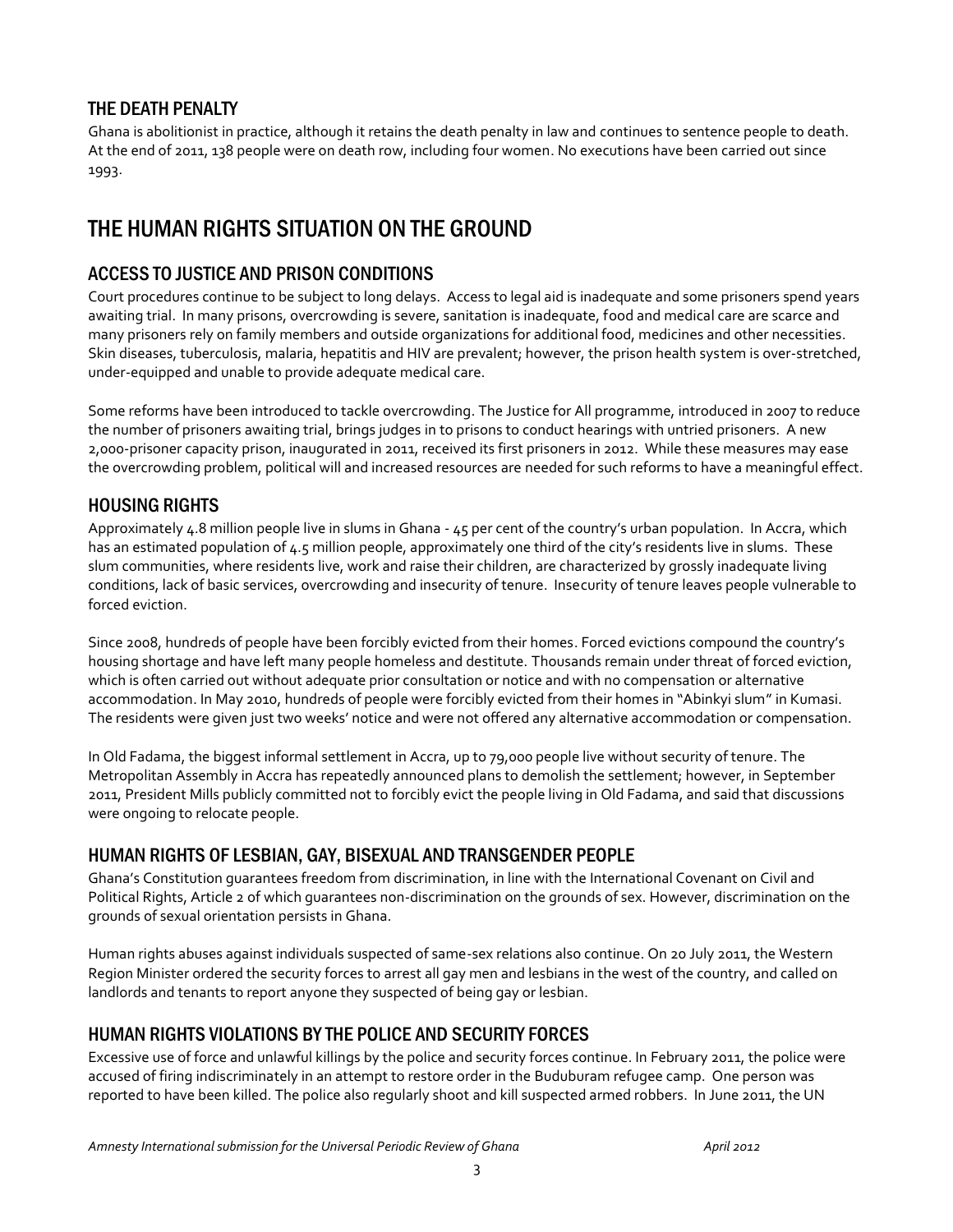## THE DEATH PENALTY

Ghana is abolitionist in practice, although it retains the death penalty in law and continues to sentence people to death. At the end of 2011, 138 people were on death row, including four women. No executions have been carried out since 1993.

# THE HUMAN RIGHTS SITUATION ON THE GROUND

## ACCESS TO JUSTICE AND PRISON CONDITIONS

Court procedures continue to be subject to long delays. Access to legal aid is inadequate and some prisoners spend years awaiting trial. In many prisons, overcrowding is severe, sanitation is inadequate, food and medical care are scarce and many prisoners rely on family members and outside organizations for additional food, medicines and other necessities. Skin diseases, tuberculosis, malaria, hepatitis and HIV are prevalent; however, the prison health system is over-stretched, under-equipped and unable to provide adequate medical care.

Some reforms have been introduced to tackle overcrowding. The Justice for All programme, introduced in 2007 to reduce the number of prisoners awaiting trial, brings judges in to prisons to conduct hearings with untried prisoners. A new 2,000-prisoner capacity prison, inaugurated in 2011, received its first prisoners in 2012. While these measures may ease the overcrowding problem, political will and increased resources are needed for such reforms to have a meaningful effect.

## HOUSING RIGHTS

Approximately 4.8 million people live in slums in Ghana - 45 per cent of the country's urban population. In Accra, which has an estimated population of 4.5 million people, approximately one third of the city's residents live in slums. These slum communities, where residents live, work and raise their children, are characterized by grossly inadequate living conditions, lack of basic services, overcrowding and insecurity of tenure. Insecurity of tenure leaves people vulnerable to forced eviction.

Since 2008, hundreds of people have been forcibly evicted from their homes. Forced evictions compound the country's housing shortage and have left many people homeless and destitute. Thousands remain under threat of forced eviction, which is often carried out without adequate prior consultation or notice and with no compensation or alternative accommodation. In May 2010, hundreds of people were forcibly evicted from their homes in "Abinkyi slum" in Kumasi. The residents were given just two weeks' notice and were not offered any alternative accommodation or compensation.

In Old Fadama, the biggest informal settlement in Accra, up to 79,000 people live without security of tenure. The Metropolitan Assembly in Accra has repeatedly announced plans to demolish the settlement; however, in September 2011, President Mills publicly committed not to forcibly evict the people living in Old Fadama, and said that discussions were ongoing to relocate people.

## HUMAN RIGHTS OF LESBIAN, GAY, BISEXUAL AND TRANSGENDER PEOPLE

Ghana's Constitution guarantees freedom from discrimination, in line with the International Covenant on Civil and Political Rights, Article 2 of which guarantees non-discrimination on the grounds of sex. However, discrimination on the grounds of sexual orientation persists in Ghana.

Human rights abuses against individuals suspected of same-sex relations also continue. On 20 July 2011, the Western Region Minister ordered the security forces to arrest all gay men and lesbians in the west of the country, and called on landlords and tenants to report anyone they suspected of being gay or lesbian.

## HUMAN RIGHTS VIOLATIONS BY THE POLICE AND SECURITY FORCES

Excessive use of force and unlawful killings by the police and security forces continue. In February 2011, the police were accused of firing indiscriminately in an attempt to restore order in the Buduburam refugee camp. One person was reported to have been killed. The police also regularly shoot and kill suspected armed robbers. In June 2011, the UN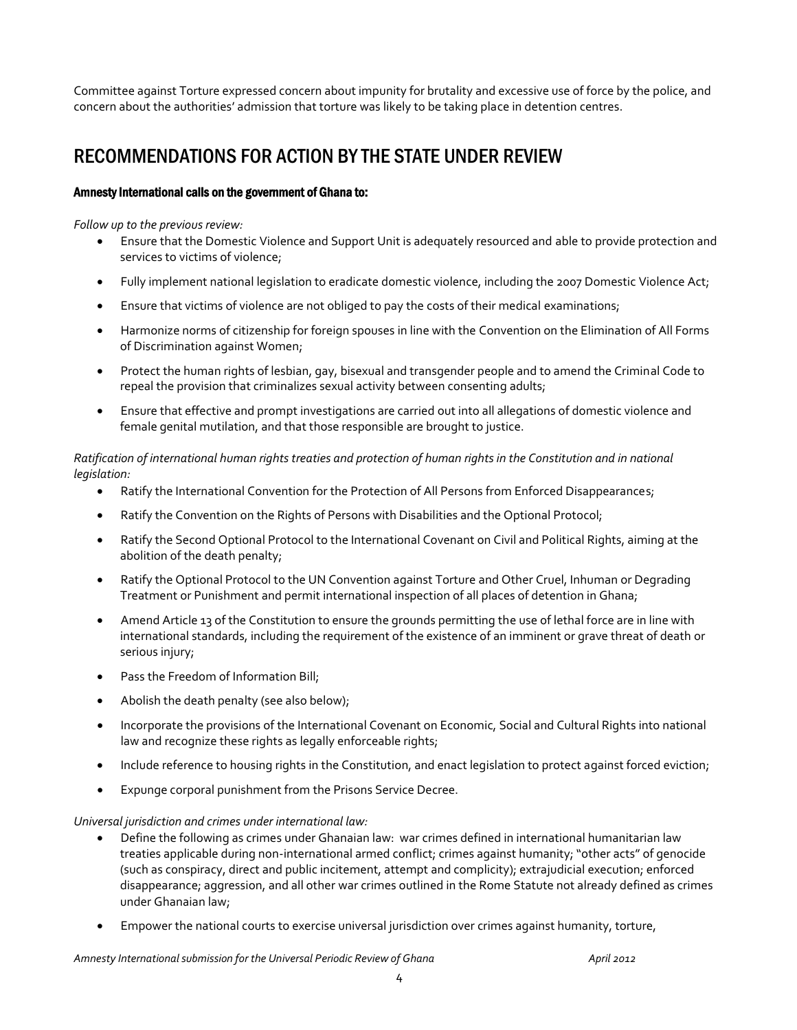Committee against Torture expressed concern about impunity for brutality and excessive use of force by the police, and concern about the authorities' admission that torture was likely to be taking place in detention centres.

## RECOMMENDATIONS FOR ACTION BY THE STATE UNDER REVIEW

#### Amnesty International calls on the government of Ghana to:

*Follow up to the previous review:*

- Ensure that the Domestic Violence and Support Unit is adequately resourced and able to provide protection and services to victims of violence;
- Fully implement national legislation to eradicate domestic violence, including the 2007 Domestic Violence Act;
- Ensure that victims of violence are not obliged to pay the costs of their medical examinations;
- Harmonize norms of citizenship for foreign spouses in line with the Convention on the Elimination of All Forms of Discrimination against Women;
- Protect the human rights of lesbian, gay, bisexual and transgender people and to amend the Criminal Code to repeal the provision that criminalizes sexual activity between consenting adults;
- Ensure that effective and prompt investigations are carried out into all allegations of domestic violence and female genital mutilation, and that those responsible are brought to justice.

*Ratification of international human rights treaties and protection of human rights in the Constitution and in national legislation:*

- Ratify the International Convention for the Protection of All Persons from Enforced Disappearances;
- Ratify the Convention on the Rights of Persons with Disabilities and the Optional Protocol;
- Ratify the Second Optional Protocol to the International Covenant on Civil and Political Rights, aiming at the abolition of the death penalty;
- Ratify the Optional Protocol to the UN Convention against Torture and Other Cruel, Inhuman or Degrading Treatment or Punishment and permit international inspection of all places of detention in Ghana;
- Amend Article 13 of the Constitution to ensure the grounds permitting the use of lethal force are in line with international standards, including the requirement of the existence of an imminent or grave threat of death or serious injury;
- Pass the Freedom of Information Bill;
- Abolish the death penalty (see also below);
- Incorporate the provisions of the International Covenant on Economic, Social and Cultural Rights into national law and recognize these rights as legally enforceable rights;
- Include reference to housing rights in the Constitution, and enact legislation to protect against forced eviction;
- Expunge corporal punishment from the Prisons Service Decree.

*Universal jurisdiction and crimes under international law:*

- Define the following as crimes under Ghanaian law: war crimes defined in international humanitarian law treaties applicable during non-international armed conflict; crimes against humanity; "other acts" of genocide (such as conspiracy, direct and public incitement, attempt and complicity); extrajudicial execution; enforced disappearance; aggression, and all other war crimes outlined in the Rome Statute not already defined as crimes under Ghanaian law;
- Empower the national courts to exercise universal jurisdiction over crimes against humanity, torture,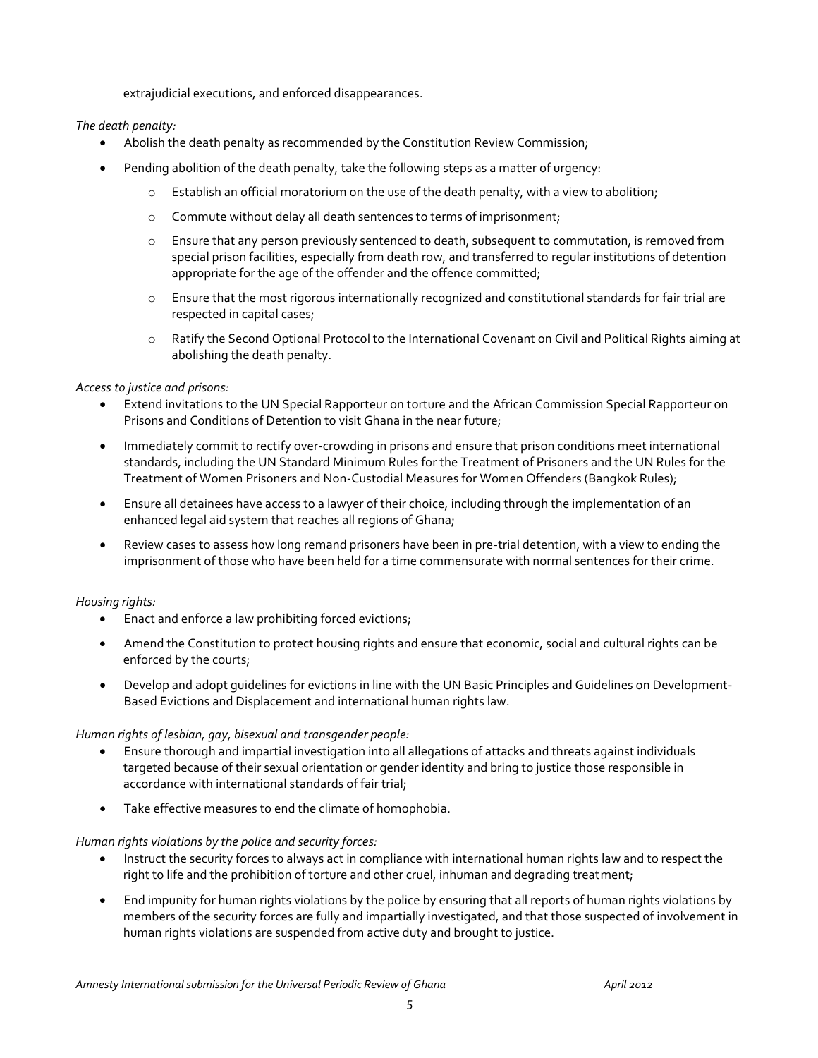extrajudicial executions, and enforced disappearances.

*The death penalty:*

- Abolish the death penalty as recommended by the Constitution Review Commission;
- Pending abolition of the death penalty, take the following steps as a matter of urgency:
  - Establish an official moratorium on the use of the death penalty, with a view to abolition;
  - Commute without delay all death sentences to terms of imprisonment;
  - Ensure that any person previously sentenced to death, subsequent to commutation, is removed from special prison facilities, especially from death row, and transferred to regular institutions of detention appropriate for the age of the offender and the offence committed;
  - Ensure that the most rigorous internationally recognized and constitutional standards for fair trial are respected in capital cases;
  - Ratify the Second Optional Protocol to the International Covenant on Civil and Political Rights aiming at abolishing the death penalty.

*Access to justice and prisons:*

- Extend invitations to the UN Special Rapporteur on torture and the African Commission Special Rapporteur on Prisons and Conditions of Detention to visit Ghana in the near future;
- Immediately commit to rectify over-crowding in prisons and ensure that prison conditions meet international standards, including the UN Standard Minimum Rules for the Treatment of Prisoners and the UN Rules for the Treatment of Women Prisoners and Non-Custodial Measures for Women Offenders (Bangkok Rules);
- Ensure all detainees have access to a lawyer of their choice, including through the implementation of an enhanced legal aid system that reaches all regions of Ghana;
- Review cases to assess how long remand prisoners have been in pre-trial detention, with a view to ending the imprisonment of those who have been held for a time commensurate with normal sentences for their crime.

*Housing rights:*

- Enact and enforce a law prohibiting forced evictions;
- Amend the Constitution to protect housing rights and ensure that economic, social and cultural rights can be enforced by the courts;
- Develop and adopt guidelines for evictions in line with the UN Basic Principles and Guidelines on Development-Based Evictions and Displacement and international human rights law.

*Human rights of lesbian, gay, bisexual and transgender people:*

- Ensure thorough and impartial investigation into all allegations of attacks and threats against individuals targeted because of their sexual orientation or gender identity and bring to justice those responsible in accordance with international standards of fair trial;
- Take effective measures to end the climate of homophobia.

*Human rights violations by the police and security forces:*

- Instruct the security forces to always act in compliance with international human rights law and to respect the right to life and the prohibition of torture and other cruel, inhuman and degrading treatment;
- End impunity for human rights violations by the police by ensuring that all reports of human rights violations by members of the security forces are fully and impartially investigated, and that those suspected of involvement in human rights violations are suspended from active duty and brought to justice.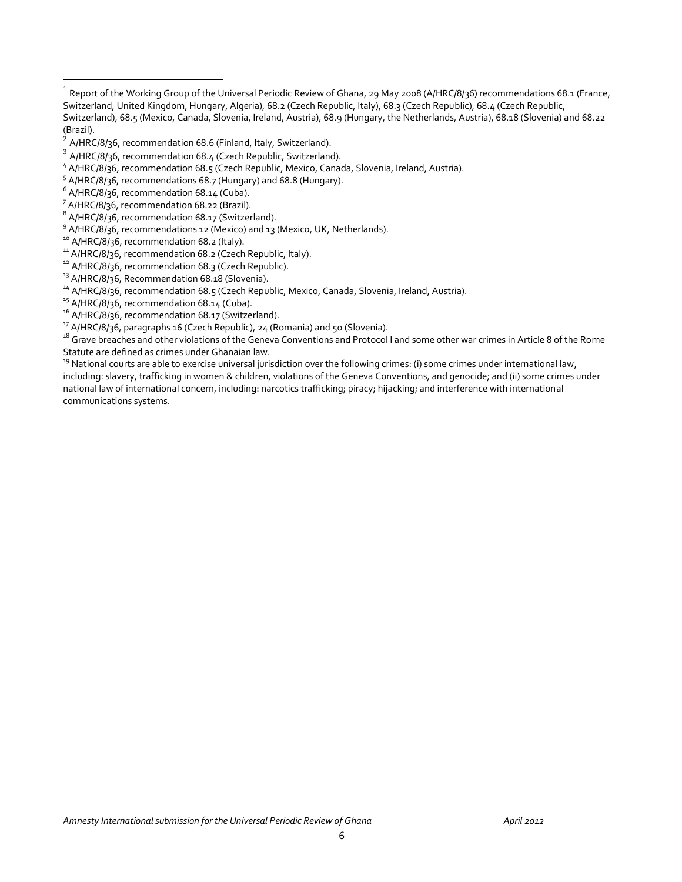[1] Report of the Working Group of the Universal Periodic Review of Ghana, 29 May 2008 (A/HRC/8/36) recommendations 68.1 (France, Switzerland, United Kingdom, Hungary, Algeria), 68.2 (Czech Republic, Italy), 68.3 (Czech Republic), 68.4 (Czech Republic, Switzerland), 68.5 (Mexico, Canada, Slovenia, Ireland, Austria), 68.9 (Hungary, the Netherlands, Austria), 68.18 (Slovenia) and 68.22 (Brazil).

[2] A/HRC/8/36, recommendation 68.6 (Finland, Italy, Switzerland).

[3] A/HRC/8/36, recommendation 68.4 (Czech Republic, Switzerland).

[4] A/HRC/8/36, recommendation 68.5 (Czech Republic, Mexico, Canada, Slovenia, Ireland, Austria).

[5] A/HRC/8/36, recommendations 68.7 (Hungary) and 68.8 (Hungary).

[6] A/HRC/8/36, recommendation 68.14 (Cuba).

[7] A/HRC/8/36, recommendation 68.22 (Brazil).

[8] A/HRC/8/36, recommendation 68.17 (Switzerland).

[9] A/HRC/8/36, recommendations 12 (Mexico) and 13 (Mexico, UK, Netherlands).

[10] A/HRC/8/36, recommendation 68.2 (Italy).

[11] A/HRC/8/36, recommendation 68.2 (Czech Republic, Italy).

[12] A/HRC/8/36, recommendation 68.3 (Czech Republic).

[13] A/HRC/8/36, Recommendation 68.18 (Slovenia).

[14] A/HRC/8/36, recommendation 68.5 (Czech Republic, Mexico, Canada, Slovenia, Ireland, Austria).

[15] A/HRC/8/36, recommendation 68.14 (Cuba).

[16] A/HRC/8/36, recommendation 68.17 (Switzerland).

[17] A/HRC/8/36, paragraphs 16 (Czech Republic), 24 (Romania) and 50 (Slovenia).

[18] Grave breaches and other violations of the Geneva Conventions and Protocol I and some other war crimes in Article 8 of the Rome Statute are defined as crimes under Ghanaian law.

[19] National courts are able to exercise universal jurisdiction over the following crimes: (i) some crimes under international law, including: slavery, trafficking in women & children, violations of the Geneva Conventions, and genocide; and (ii) some crimes under national law of international concern, including: narcotics trafficking; piracy; hijacking; and interference with international communications systems.